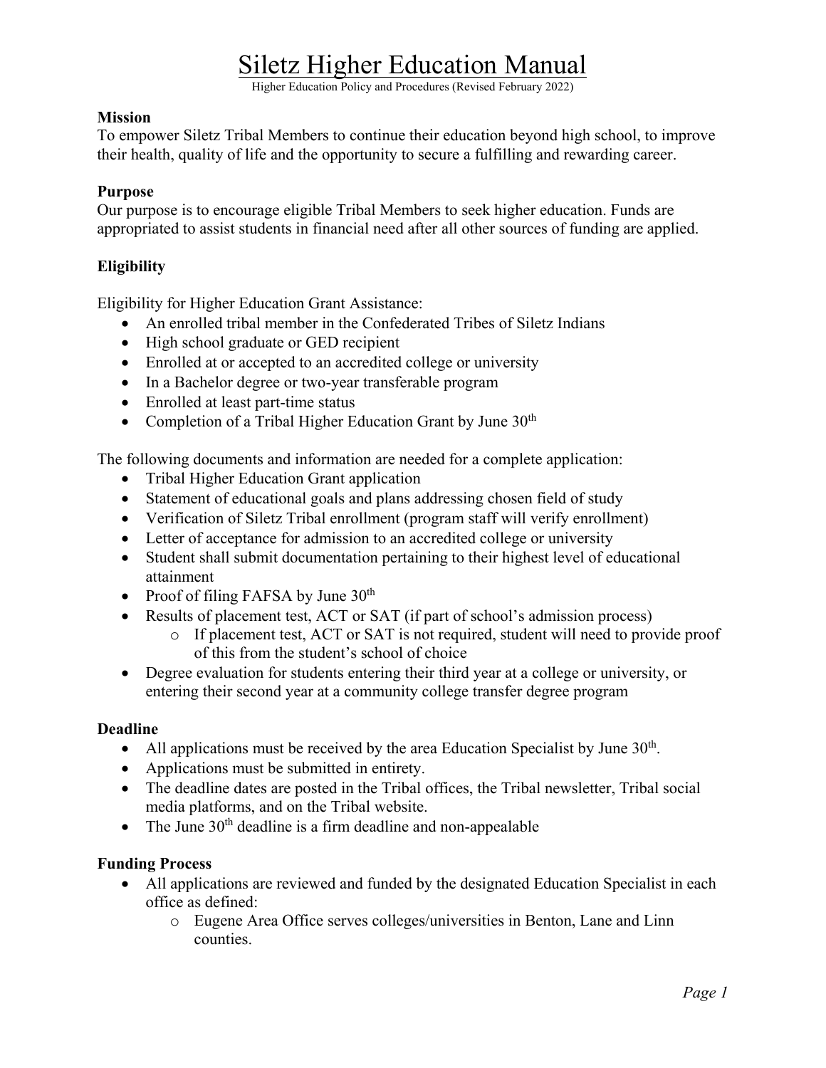# Siletz Higher Education Manual

Higher Education Policy and Procedures (Revised February 2022)

**Mission**

To empower Siletz Tribal Members to continue their education beyond high school, to improve their health, quality of life and the opportunity to secure a fulfilling and rewarding career.

**Purpose**

Our purpose is to encourage eligible Tribal Members to seek higher education. Funds are appropriated to assist students in financial need after all other sources of funding are applied.

**Eligibility**

Eligibility for Higher Education Grant Assistance:

- An enrolled tribal member in the Confederated Tribes of Siletz Indians
- High school graduate or GED recipient
- Enrolled at or accepted to an accredited college or university
- In a Bachelor degree or two-year transferable program
- Enrolled at least part-time status
- Completion of a Tribal Higher Education Grant by June 30th

The following documents and information are needed for a complete application:

- Tribal Higher Education Grant application
- Statement of educational goals and plans addressing chosen field of study
- Verification of Siletz Tribal enrollment (program staff will verify enrollment)
- Letter of acceptance for admission to an accredited college or university
- Student shall submit documentation pertaining to their highest level of educational attainment
- Proof of filing FAFSA by June 30th
- Results of placement test, ACT or SAT (if part of school's admission process)
  - If placement test, ACT or SAT is not required, student will need to provide proof of this from the student's school of choice
- Degree evaluation for students entering their third year at a college or university, or entering their second year at a community college transfer degree program

**Deadline**

- All applications must be received by the area Education Specialist by June 30th.
- Applications must be submitted in entirety.
- The deadline dates are posted in the Tribal offices, the Tribal newsletter, Tribal social media platforms, and on the Tribal website.
- The June 30th deadline is a firm deadline and non-appealable

**Funding Process**

- All applications are reviewed and funded by the designated Education Specialist in each office as defined:
  - Eugene Area Office serves colleges/universities in Benton, Lane and Linn counties.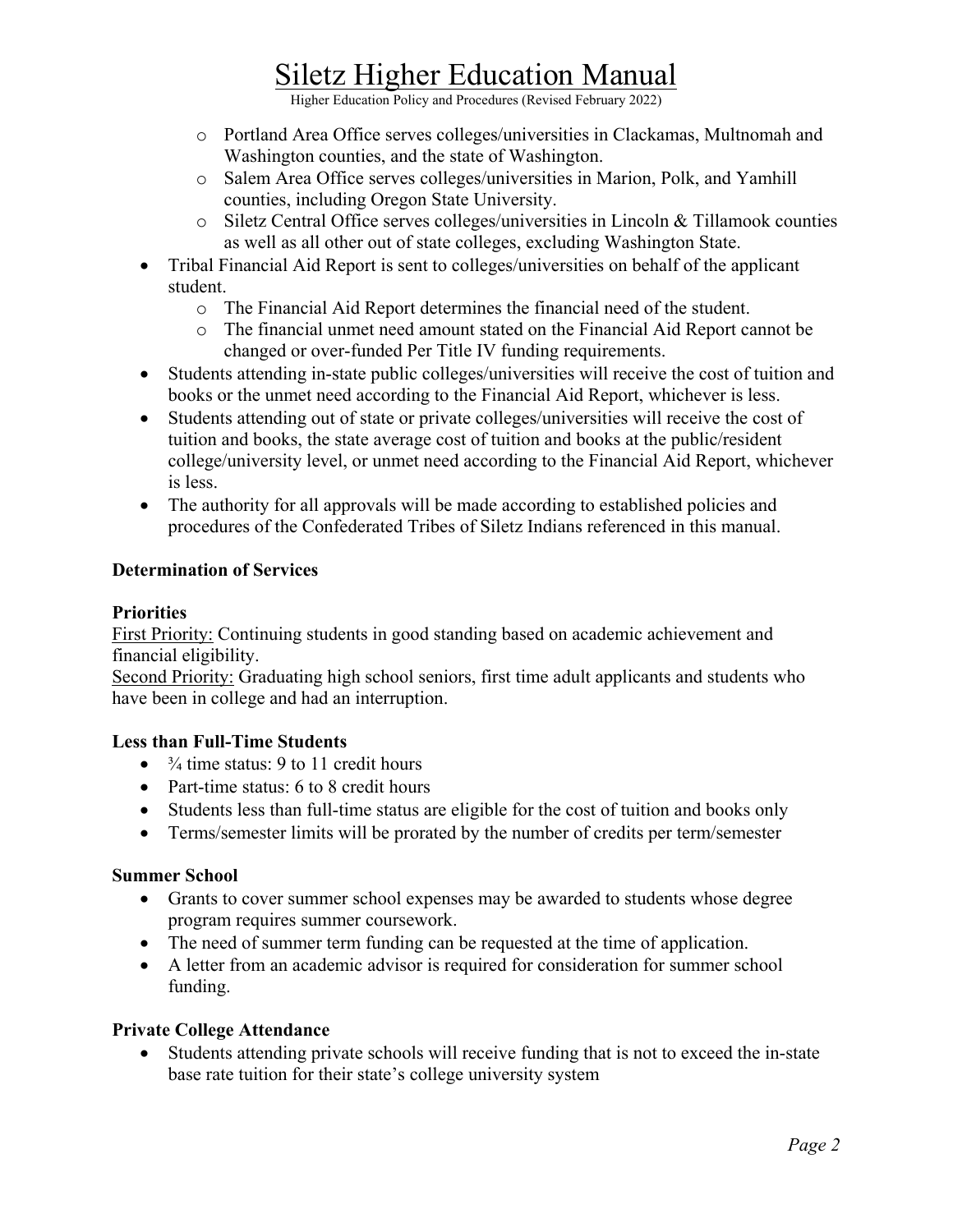- Portland Area Office serves colleges/universities in Clackamas, Multnomah and Washington counties, and the state of Washington.
  - Salem Area Office serves colleges/universities in Marion, Polk, and Yamhill counties, including Oregon State University.
  - Siletz Central Office serves colleges/universities in Lincoln & Tillamook counties as well as all other out of state colleges, excluding Washington State.
- Tribal Financial Aid Report is sent to colleges/universities on behalf of the applicant student.
  - The Financial Aid Report determines the financial need of the student.
  - The financial unmet need amount stated on the Financial Aid Report cannot be changed or over-funded Per Title IV funding requirements.
- Students attending in-state public colleges/universities will receive the cost of tuition and books or the unmet need according to the Financial Aid Report, whichever is less.
- Students attending out of state or private colleges/universities will receive the cost of tuition and books, the state average cost of tuition and books at the public/resident college/university level, or unmet need according to the Financial Aid Report, whichever is less.
- The authority for all approvals will be made according to established policies and procedures of the Confederated Tribes of Siletz Indians referenced in this manual.

**Determination of Services**

**Priorities**

First Priority: Continuing students in good standing based on academic achievement and financial eligibility.
Second Priority: Graduating high school seniors, first time adult applicants and students who have been in college and had an interruption.

**Less than Full-Time Students**

- ¾ time status: 9 to 11 credit hours
- Part-time status: 6 to 8 credit hours
- Students less than full-time status are eligible for the cost of tuition and books only
- Terms/semester limits will be prorated by the number of credits per term/semester

**Summer School**

- Grants to cover summer school expenses may be awarded to students whose degree program requires summer coursework.
- The need of summer term funding can be requested at the time of application.
- A letter from an academic advisor is required for consideration for summer school funding.

**Private College Attendance**

- Students attending private schools will receive funding that is not to exceed the in-state base rate tuition for their state's college university system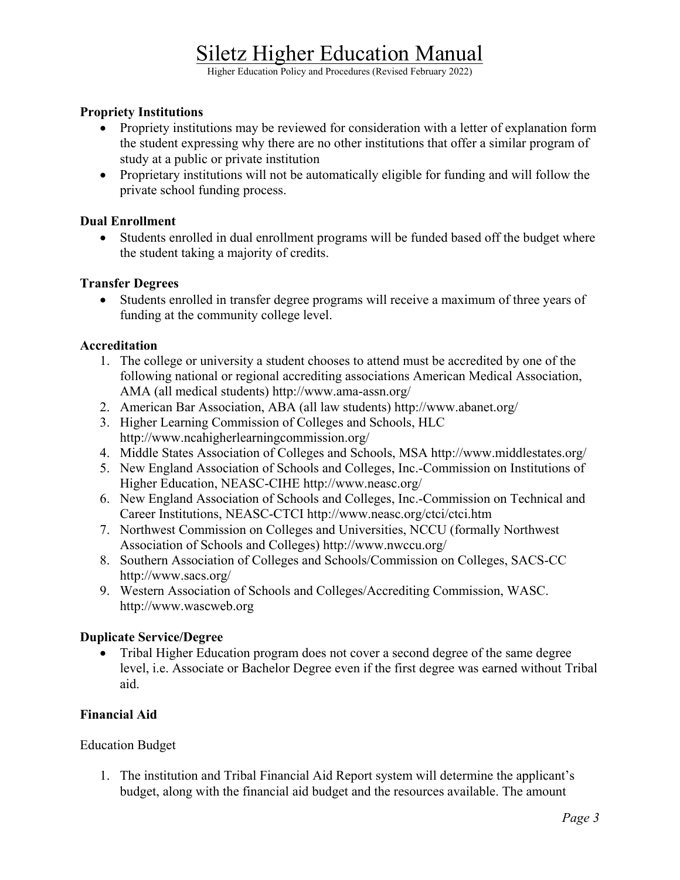**Propriety Institutions**

- Propriety institutions may be reviewed for consideration with a letter of explanation form the student expressing why there are no other institutions that offer a similar program of study at a public or private institution
- Proprietary institutions will not be automatically eligible for funding and will follow the private school funding process.

**Dual Enrollment**

- Students enrolled in dual enrollment programs will be funded based off the budget where the student taking a majority of credits.

**Transfer Degrees**

- Students enrolled in transfer degree programs will receive a maximum of three years of funding at the community college level.

**Accreditation**

1. The college or university a student chooses to attend must be accredited by one of the following national or regional accrediting associations American Medical Association, AMA (all medical students) http://www.ama-assn.org/
2. American Bar Association, ABA (all law students) http://www.abanet.org/
3. Higher Learning Commission of Colleges and Schools, HLC http://www.ncahigherlearningcommission.org/
4. Middle States Association of Colleges and Schools, MSA http://www.middlestates.org/
5. New England Association of Schools and Colleges, Inc.-Commission on Institutions of Higher Education, NEASC-CIHE http://www.neasc.org/
6. New England Association of Schools and Colleges, Inc.-Commission on Technical and Career Institutions, NEASC-CTCI http://www.neasc.org/ctci/ctci.htm
7. Northwest Commission on Colleges and Universities, NCCU (formally Northwest Association of Schools and Colleges) http://www.nwccu.org/
8. Southern Association of Colleges and Schools/Commission on Colleges, SACS-CC http://www.sacs.org/
9. Western Association of Schools and Colleges/Accrediting Commission, WASC. http://www.wascweb.org

**Duplicate Service/Degree**

- Tribal Higher Education program does not cover a second degree of the same degree level, i.e. Associate or Bachelor Degree even if the first degree was earned without Tribal aid.

**Financial Aid**

Education Budget

1. The institution and Tribal Financial Aid Report system will determine the applicant's budget, along with the financial aid budget and the resources available. The amount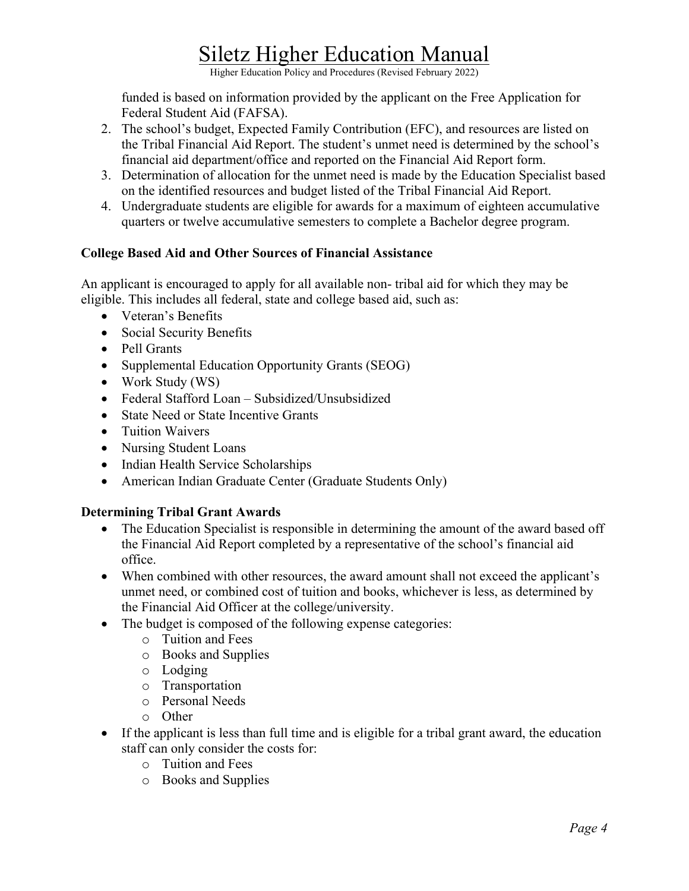funded is based on information provided by the applicant on the Free Application for Federal Student Aid (FAFSA).

2. The school's budget, Expected Family Contribution (EFC), and resources are listed on the Tribal Financial Aid Report. The student's unmet need is determined by the school's financial aid department/office and reported on the Financial Aid Report form.
3. Determination of allocation for the unmet need is made by the Education Specialist based on the identified resources and budget listed of the Tribal Financial Aid Report.
4. Undergraduate students are eligible for awards for a maximum of eighteen accumulative quarters or twelve accumulative semesters to complete a Bachelor degree program.

**College Based Aid and Other Sources of Financial Assistance**

An applicant is encouraged to apply for all available non- tribal aid for which they may be eligible. This includes all federal, state and college based aid, such as:

- Veteran's Benefits
- Social Security Benefits
- Pell Grants
- Supplemental Education Opportunity Grants (SEOG)
- Work Study (WS)
- Federal Stafford Loan – Subsidized/Unsubsidized
- State Need or State Incentive Grants
- Tuition Waivers
- Nursing Student Loans
- Indian Health Service Scholarships
- American Indian Graduate Center (Graduate Students Only)

**Determining Tribal Grant Awards**

- The Education Specialist is responsible in determining the amount of the award based off the Financial Aid Report completed by a representative of the school's financial aid office.
- When combined with other resources, the award amount shall not exceed the applicant's unmet need, or combined cost of tuition and books, whichever is less, as determined by the Financial Aid Officer at the college/university.
- The budget is composed of the following expense categories:
    - Tuition and Fees
    - Books and Supplies
    - Lodging
    - Transportation
    - Personal Needs
    - Other
- If the applicant is less than full time and is eligible for a tribal grant award, the education staff can only consider the costs for:
    - Tuition and Fees
    - Books and Supplies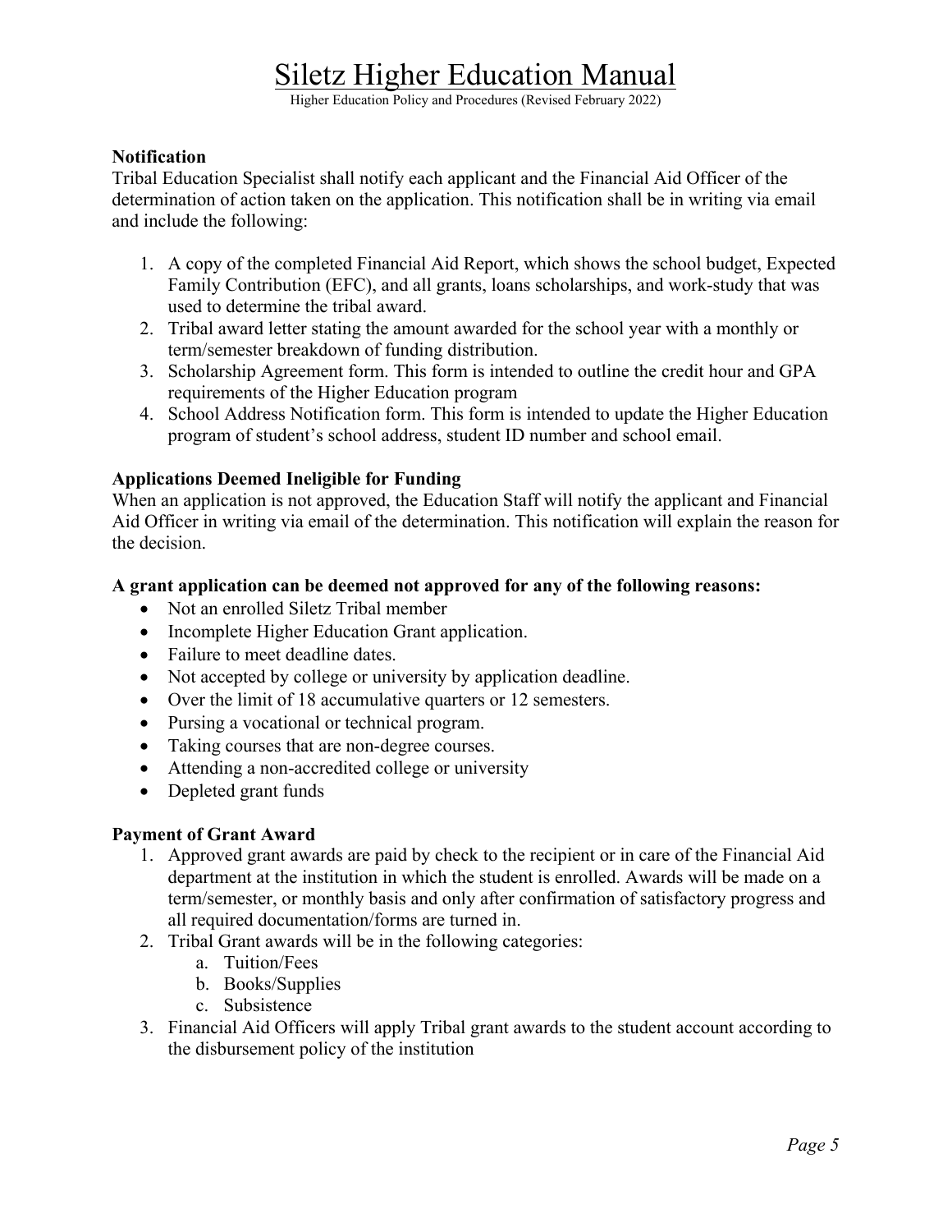**Notification**

Tribal Education Specialist shall notify each applicant and the Financial Aid Officer of the determination of action taken on the application. This notification shall be in writing via email and include the following:

1. A copy of the completed Financial Aid Report, which shows the school budget, Expected Family Contribution (EFC), and all grants, loans scholarships, and work-study that was used to determine the tribal award.
2. Tribal award letter stating the amount awarded for the school year with a monthly or term/semester breakdown of funding distribution.
3. Scholarship Agreement form. This form is intended to outline the credit hour and GPA requirements of the Higher Education program
4. School Address Notification form. This form is intended to update the Higher Education program of student's school address, student ID number and school email.

**Applications Deemed Ineligible for Funding**

When an application is not approved, the Education Staff will notify the applicant and Financial Aid Officer in writing via email of the determination. This notification will explain the reason for the decision.

**A grant application can be deemed not approved for any of the following reasons:**

- Not an enrolled Siletz Tribal member
- Incomplete Higher Education Grant application.
- Failure to meet deadline dates.
- Not accepted by college or university by application deadline.
- Over the limit of 18 accumulative quarters or 12 semesters.
- Pursing a vocational or technical program.
- Taking courses that are non-degree courses.
- Attending a non-accredited college or university
- Depleted grant funds

**Payment of Grant Award**

1. Approved grant awards are paid by check to the recipient or in care of the Financial Aid department at the institution in which the student is enrolled. Awards will be made on a term/semester, or monthly basis and only after confirmation of satisfactory progress and all required documentation/forms are turned in.
2. Tribal Grant awards will be in the following categories:
   a. Tuition/Fees
   b. Books/Supplies
   c. Subsistence
3. Financial Aid Officers will apply Tribal grant awards to the student account according to the disbursement policy of the institution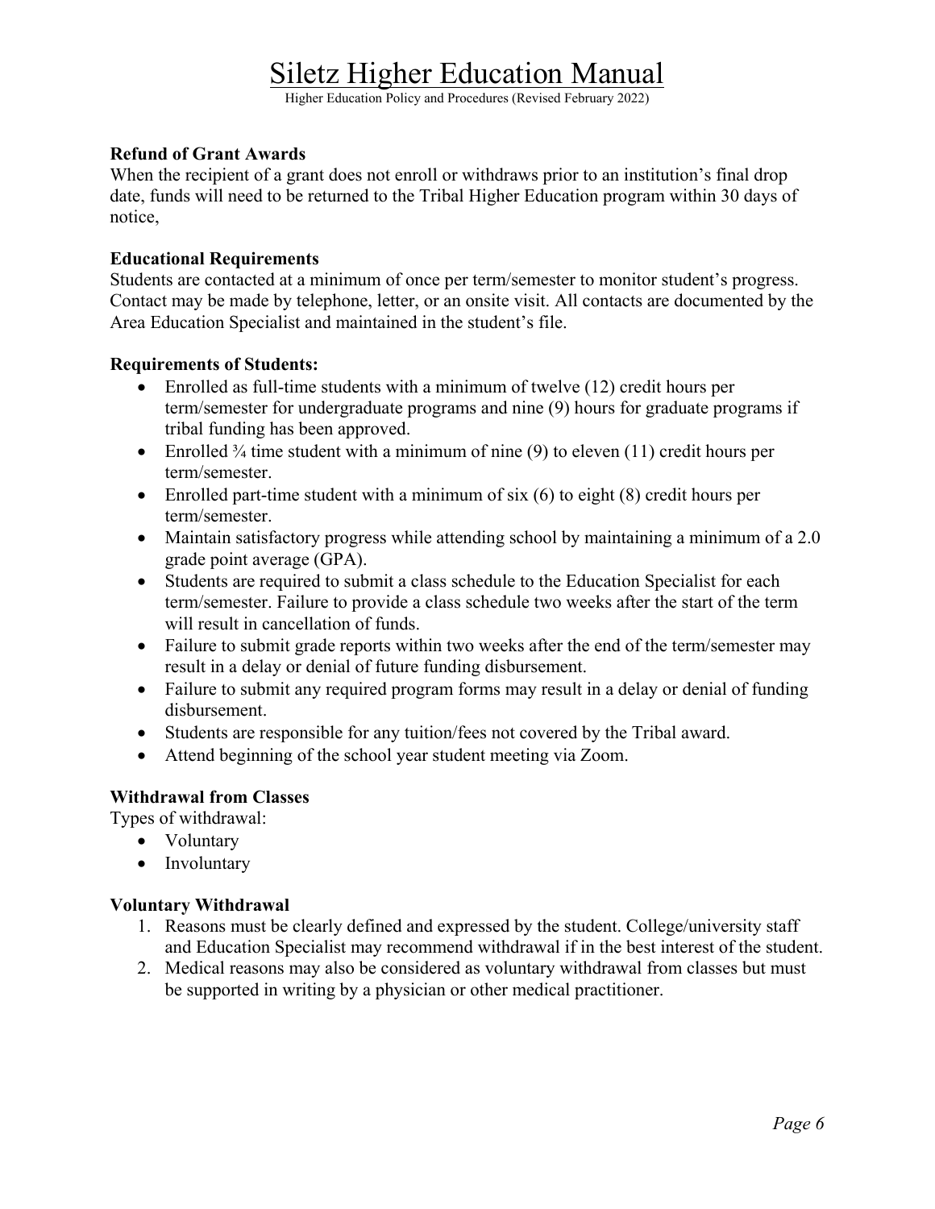**Refund of Grant Awards**

When the recipient of a grant does not enroll or withdraws prior to an institution's final drop date, funds will need to be returned to the Tribal Higher Education program within 30 days of notice,

**Educational Requirements**

Students are contacted at a minimum of once per term/semester to monitor student's progress. Contact may be made by telephone, letter, or an onsite visit. All contacts are documented by the Area Education Specialist and maintained in the student's file.

**Requirements of Students:**

- Enrolled as full-time students with a minimum of twelve (12) credit hours per term/semester for undergraduate programs and nine (9) hours for graduate programs if tribal funding has been approved.
- Enrolled ¾ time student with a minimum of nine (9) to eleven (11) credit hours per term/semester.
- Enrolled part-time student with a minimum of six (6) to eight (8) credit hours per term/semester.
- Maintain satisfactory progress while attending school by maintaining a minimum of a 2.0 grade point average (GPA).
- Students are required to submit a class schedule to the Education Specialist for each term/semester. Failure to provide a class schedule two weeks after the start of the term will result in cancellation of funds.
- Failure to submit grade reports within two weeks after the end of the term/semester may result in a delay or denial of future funding disbursement.
- Failure to submit any required program forms may result in a delay or denial of funding disbursement.
- Students are responsible for any tuition/fees not covered by the Tribal award.
- Attend beginning of the school year student meeting via Zoom.

**Withdrawal from Classes**

Types of withdrawal:

- Voluntary
- Involuntary

**Voluntary Withdrawal**

1. Reasons must be clearly defined and expressed by the student. College/university staff and Education Specialist may recommend withdrawal if in the best interest of the student.
2. Medical reasons may also be considered as voluntary withdrawal from classes but must be supported in writing by a physician or other medical practitioner.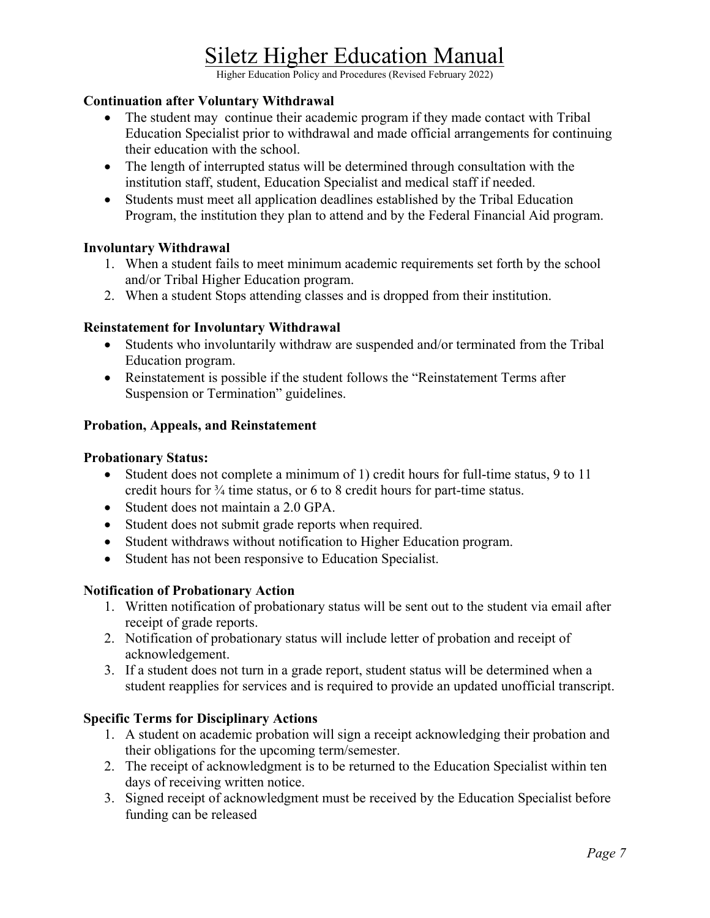### Continuation after Voluntary Withdrawal

- The student may  continue their academic program if they made contact with Tribal Education Specialist prior to withdrawal and made official arrangements for continuing their education with the school.
- The length of interrupted status will be determined through consultation with the institution staff, student, Education Specialist and medical staff if needed.
- Students must meet all application deadlines established by the Tribal Education Program, the institution they plan to attend and by the Federal Financial Aid program.

### Involuntary Withdrawal

1. When a student fails to meet minimum academic requirements set forth by the school and/or Tribal Higher Education program.
2. When a student Stops attending classes and is dropped from their institution.

### Reinstatement for Involuntary Withdrawal

- Students who involuntarily withdraw are suspended and/or terminated from the Tribal Education program.
- Reinstatement is possible if the student follows the "Reinstatement Terms after Suspension or Termination" guidelines.

### Probation, Appeals, and Reinstatement

### Probationary Status:

- Student does not complete a minimum of 1) credit hours for full-time status, 9 to 11 credit hours for ¾ time status, or 6 to 8 credit hours for part-time status.
- Student does not maintain a 2.0 GPA.
- Student does not submit grade reports when required.
- Student withdraws without notification to Higher Education program.
- Student has not been responsive to Education Specialist.

### Notification of Probationary Action

1. Written notification of probationary status will be sent out to the student via email after receipt of grade reports.
2. Notification of probationary status will include letter of probation and receipt of acknowledgement.
3. If a student does not turn in a grade report, student status will be determined when a student reapplies for services and is required to provide an updated unofficial transcript.

### Specific Terms for Disciplinary Actions

1. A student on academic probation will sign a receipt acknowledging their probation and their obligations for the upcoming term/semester.
2. The receipt of acknowledgment is to be returned to the Education Specialist within ten days of receiving written notice.
3. Signed receipt of acknowledgment must be received by the Education Specialist before funding can be released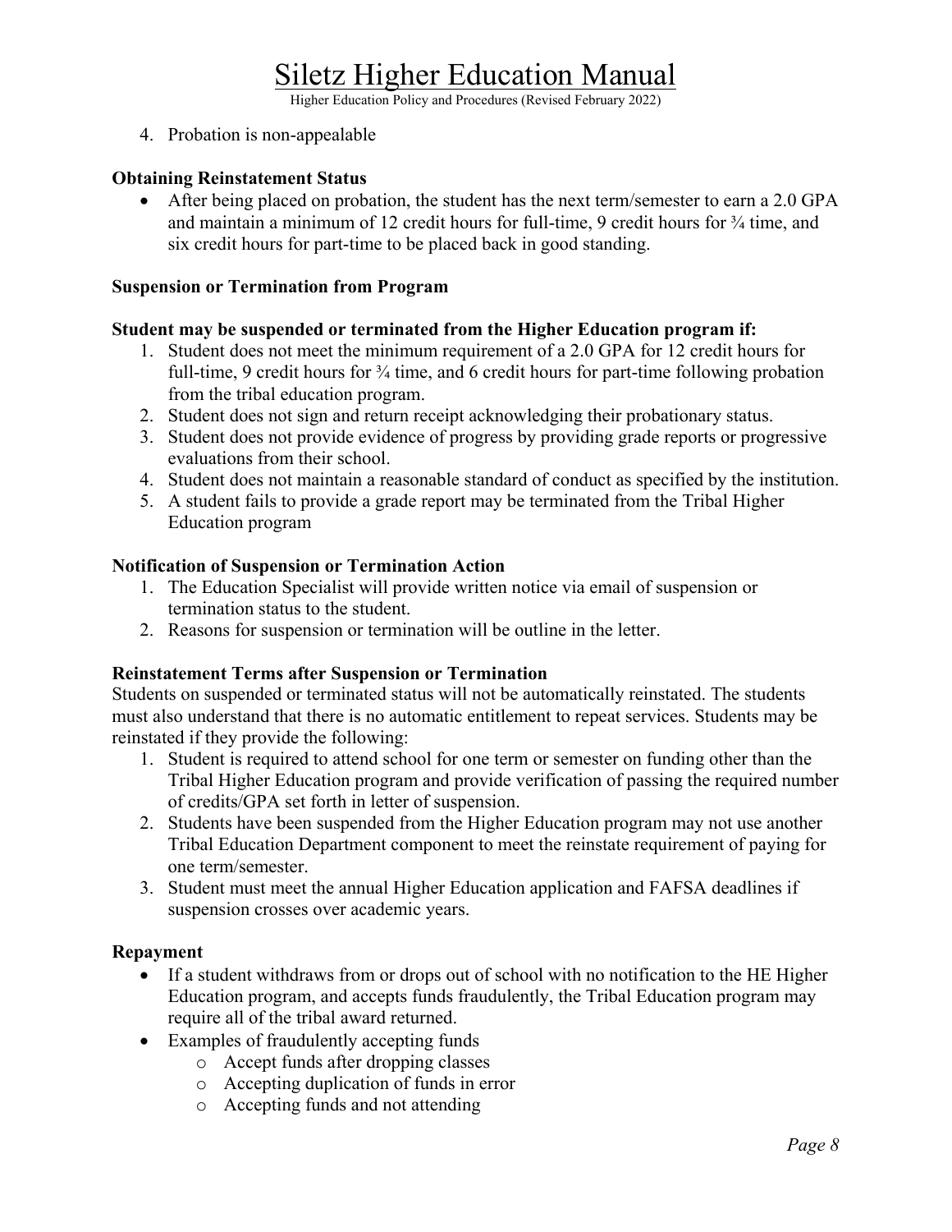4. Probation is non-appealable

**Obtaining Reinstatement Status**

- After being placed on probation, the student has the next term/semester to earn a 2.0 GPA and maintain a minimum of 12 credit hours for full-time, 9 credit hours for ¾ time, and six credit hours for part-time to be placed back in good standing.

**Suspension or Termination from Program**

**Student may be suspended or terminated from the Higher Education program if:**

1. Student does not meet the minimum requirement of a 2.0 GPA for 12 credit hours for full-time, 9 credit hours for ¾ time, and 6 credit hours for part-time following probation from the tribal education program.
2. Student does not sign and return receipt acknowledging their probationary status.
3. Student does not provide evidence of progress by providing grade reports or progressive evaluations from their school.
4. Student does not maintain a reasonable standard of conduct as specified by the institution.
5. A student fails to provide a grade report may be terminated from the Tribal Higher Education program

**Notification of Suspension or Termination Action**

1. The Education Specialist will provide written notice via email of suspension or termination status to the student.
2. Reasons for suspension or termination will be outline in the letter.

**Reinstatement Terms after Suspension or Termination**

Students on suspended or terminated status will not be automatically reinstated. The students must also understand that there is no automatic entitlement to repeat services. Students may be reinstated if they provide the following:

1. Student is required to attend school for one term or semester on funding other than the Tribal Higher Education program and provide verification of passing the required number of credits/GPA set forth in letter of suspension.
2. Students have been suspended from the Higher Education program may not use another Tribal Education Department component to meet the reinstate requirement of paying for one term/semester.
3. Student must meet the annual Higher Education application and FAFSA deadlines if suspension crosses over academic years.

**Repayment**

- If a student withdraws from or drops out of school with no notification to the HE Higher Education program, and accepts funds fraudulently, the Tribal Education program may require all of the tribal award returned.
- Examples of fraudulently accepting funds
    - Accept funds after dropping classes
    - Accepting duplication of funds in error
    - Accepting funds and not attending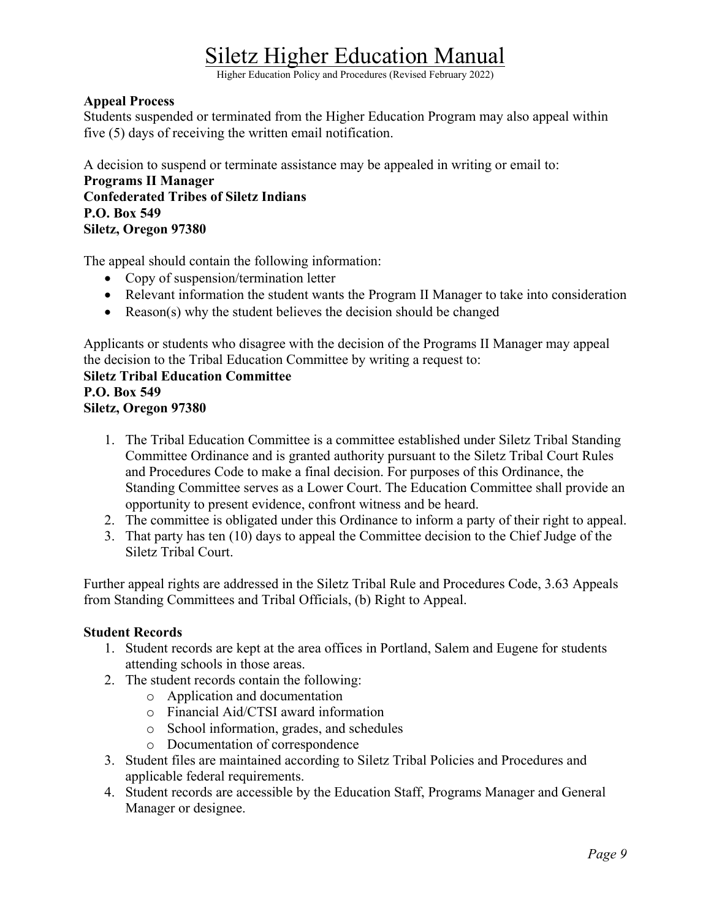### Appeal Process

Students suspended or terminated from the Higher Education Program may also appeal within five (5) days of receiving the written email notification.

A decision to suspend or terminate assistance may be appealed in writing or email to:

**Programs II Manager**
**Confederated Tribes of Siletz Indians**
**P.O. Box 549**
**Siletz, Oregon 97380**

The appeal should contain the following information:

- Copy of suspension/termination letter
- Relevant information the student wants the Program II Manager to take into consideration
- Reason(s) why the student believes the decision should be changed

Applicants or students who disagree with the decision of the Programs II Manager may appeal the decision to the Tribal Education Committee by writing a request to:

**Siletz Tribal Education Committee**
**P.O. Box 549**
**Siletz, Oregon 97380**

1. The Tribal Education Committee is a committee established under Siletz Tribal Standing Committee Ordinance and is granted authority pursuant to the Siletz Tribal Court Rules and Procedures Code to make a final decision. For purposes of this Ordinance, the Standing Committee serves as a Lower Court. The Education Committee shall provide an opportunity to present evidence, confront witness and be heard.
2. The committee is obligated under this Ordinance to inform a party of their right to appeal.
3. That party has ten (10) days to appeal the Committee decision to the Chief Judge of the Siletz Tribal Court.

Further appeal rights are addressed in the Siletz Tribal Rule and Procedures Code, 3.63 Appeals from Standing Committees and Tribal Officials, (b) Right to Appeal.

### Student Records

1. Student records are kept at the area offices in Portland, Salem and Eugene for students attending schools in those areas.
2. The student records contain the following:
    - Application and documentation
    - Financial Aid/CTSI award information
    - School information, grades, and schedules
    - Documentation of correspondence
3. Student files are maintained according to Siletz Tribal Policies and Procedures and applicable federal requirements.
4. Student records are accessible by the Education Staff, Programs Manager and General Manager or designee.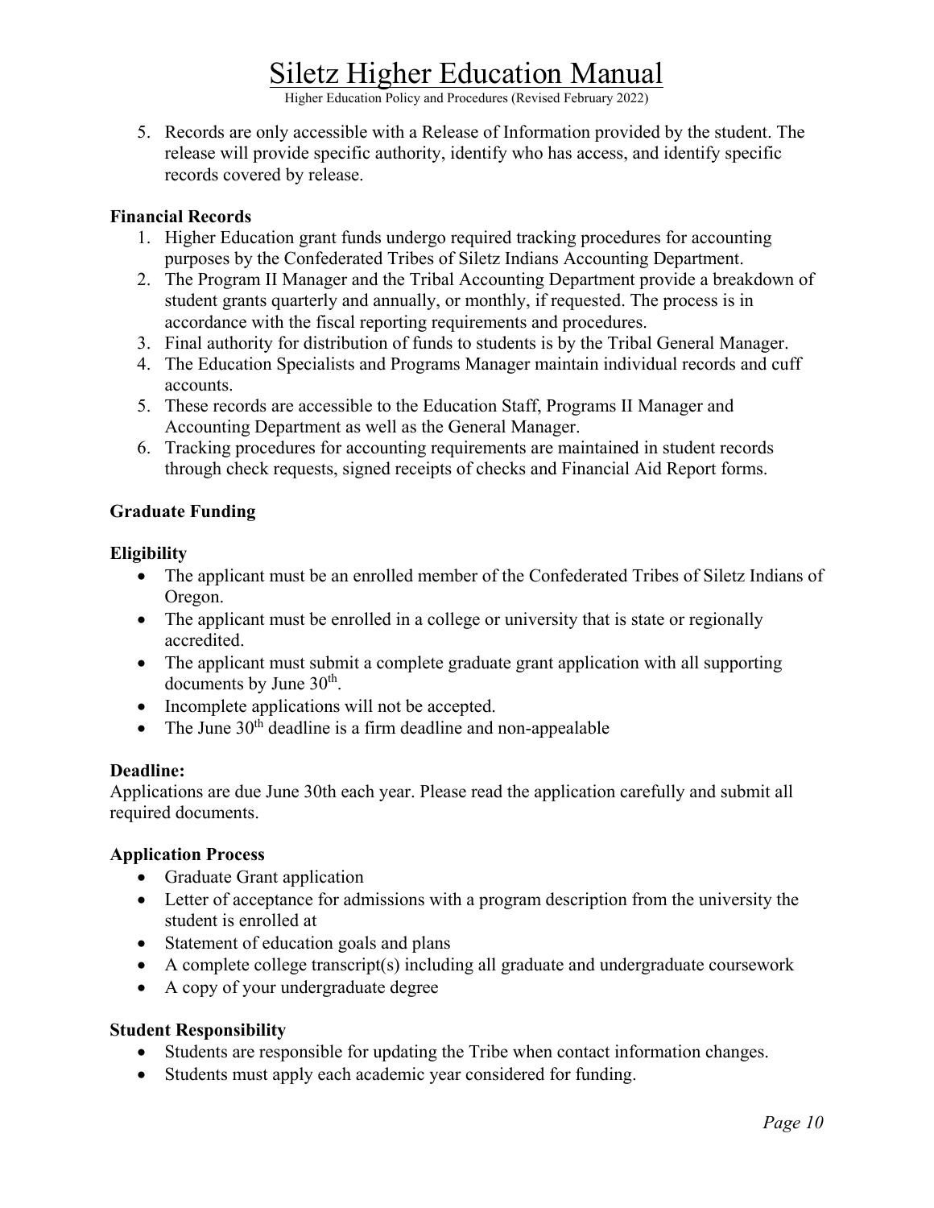5. Records are only accessible with a Release of Information provided by the student. The release will provide specific authority, identify who has access, and identify specific records covered by release.

**Financial Records**

1. Higher Education grant funds undergo required tracking procedures for accounting purposes by the Confederated Tribes of Siletz Indians Accounting Department.
2. The Program II Manager and the Tribal Accounting Department provide a breakdown of student grants quarterly and annually, or monthly, if requested. The process is in accordance with the fiscal reporting requirements and procedures.
3. Final authority for distribution of funds to students is by the Tribal General Manager.
4. The Education Specialists and Programs Manager maintain individual records and cuff accounts.
5. These records are accessible to the Education Staff, Programs II Manager and Accounting Department as well as the General Manager.
6. Tracking procedures for accounting requirements are maintained in student records through check requests, signed receipts of checks and Financial Aid Report forms.

**Graduate Funding**

**Eligibility**

- The applicant must be an enrolled member of the Confederated Tribes of Siletz Indians of Oregon.
- The applicant must be enrolled in a college or university that is state or regionally accredited.
- The applicant must submit a complete graduate grant application with all supporting documents by June 30th.
- Incomplete applications will not be accepted.
- The June 30th deadline is a firm deadline and non-appealable

**Deadline:**

Applications are due June 30th each year. Please read the application carefully and submit all required documents.

**Application Process**

- Graduate Grant application
- Letter of acceptance for admissions with a program description from the university the student is enrolled at
- Statement of education goals and plans
- A complete college transcript(s) including all graduate and undergraduate coursework
- A copy of your undergraduate degree

**Student Responsibility**

- Students are responsible for updating the Tribe when contact information changes.
- Students must apply each academic year considered for funding.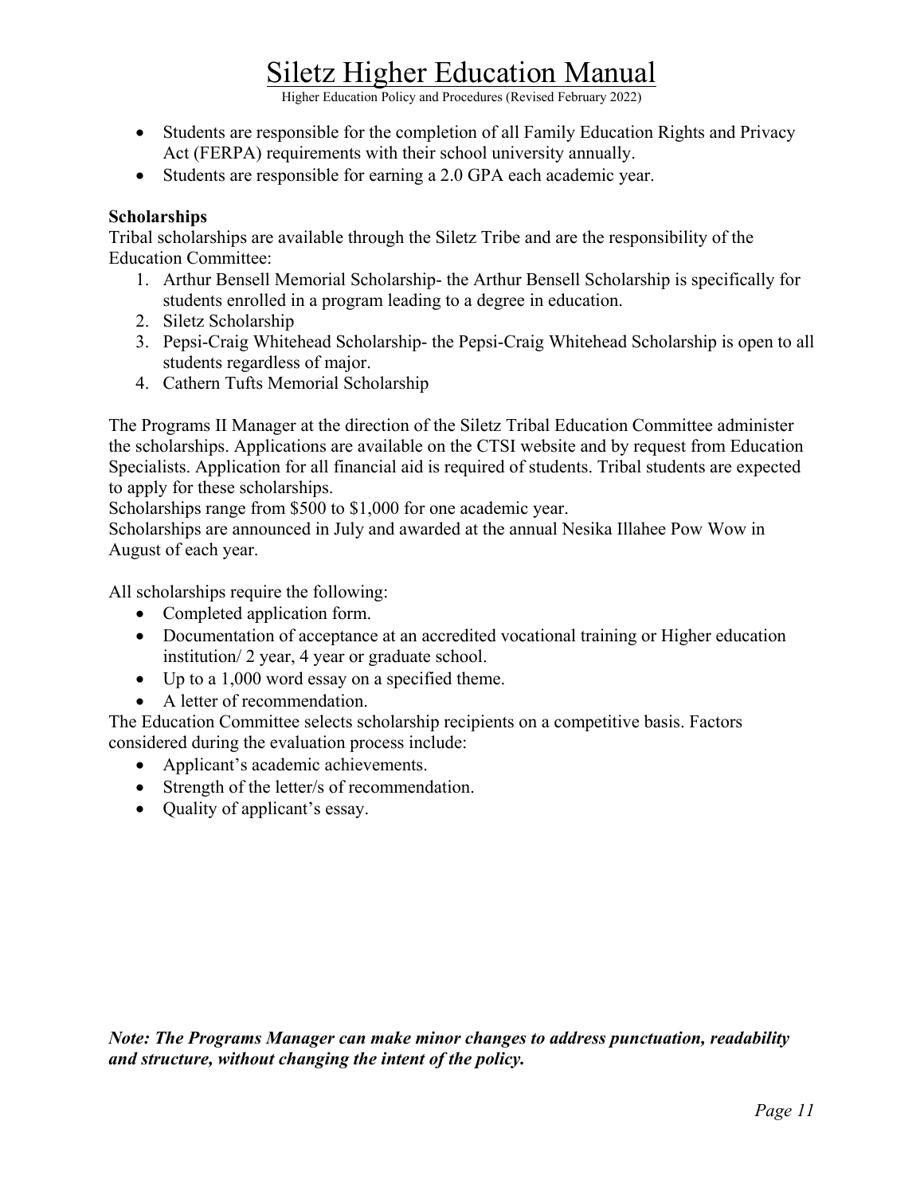- Students are responsible for the completion of all Family Education Rights and Privacy Act (FERPA) requirements with their school university annually.
- Students are responsible for earning a 2.0 GPA each academic year.

**Scholarships**

Tribal scholarships are available through the Siletz Tribe and are the responsibility of the Education Committee:

1. Arthur Bensell Memorial Scholarship- the Arthur Bensell Scholarship is specifically for students enrolled in a program leading to a degree in education.
2. Siletz Scholarship
3. Pepsi-Craig Whitehead Scholarship- the Pepsi-Craig Whitehead Scholarship is open to all students regardless of major.
4. Cathern Tufts Memorial Scholarship

The Programs II Manager at the direction of the Siletz Tribal Education Committee administer the scholarships. Applications are available on the CTSI website and by request from Education Specialists. Application for all financial aid is required of students. Tribal students are expected to apply for these scholarships.

Scholarships range from $500 to $1,000 for one academic year.

Scholarships are announced in July and awarded at the annual Nesika Illahee Pow Wow in August of each year.

All scholarships require the following:

- Completed application form.
- Documentation of acceptance at an accredited vocational training or Higher education institution/ 2 year, 4 year or graduate school.
- Up to a 1,000 word essay on a specified theme.
- A letter of recommendation.

The Education Committee selects scholarship recipients on a competitive basis. Factors considered during the evaluation process include:

- Applicant's academic achievements.
- Strength of the letter/s of recommendation.
- Quality of applicant's essay.

***Note: The Programs Manager can make minor changes to address punctuation, readability and structure, without changing the intent of the policy.***